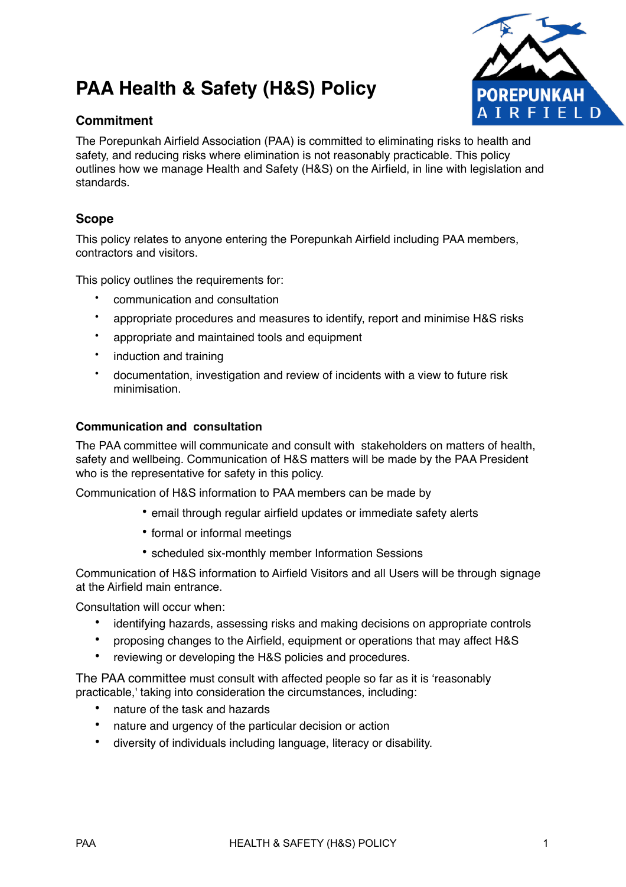# PAA Health & Safety (H&S) Policy

## Commitment

The Porepunkah Airfield Association (PAA) is committed to eliminating risks to health and safety, and reducing risks where elimination is not reasonably practicable. This policy outlines how we manage Health and Safety (H&S) on the Airfield, in line with legislation and standards.

## Scope

This policy relates to anyone entering the Porepunkah Airfield including PAA members, contractors and visitors.

This policy outlines the requirements for:

- communication and consultation
- appropriate procedures and measures to identify, report and minimise H&S risks
- appropriate and maintained tools and equipment
- induction and training
- documentation, investigation and review of incidents with a view to future risk minimisation.

### Communication and consultation

The PAA committee will communicate and consult with stakeholders on matters of health, safety and wellbeing. Communication of H&S matters will be made by the PAA President who is the representative for safety in this policy.

Communication of H&S information to PAA members can be made by

- email through regular airfield updates or immediate safety alerts
- formal or informal meetings
- scheduled six-monthly member Information Sessions

Communication of H&S information to Airfield Visitors and all Users will be through signage at the Airfield main entrance.

Consultation will occur when:

- identifying hazards, assessing risks and making decisions on appropriate controls
- proposing changes to the Airfield, equipment or operations that may affect H&S
- reviewing or developing the H&S policies and procedures.

The PAA committee must consult with affected people so far as it is 'reasonably practicable,' taking into consideration the circumstances, including:

- nature of the task and hazards
- nature and urgency of the particular decision or action
- diversity of individuals including language, literacy or disability.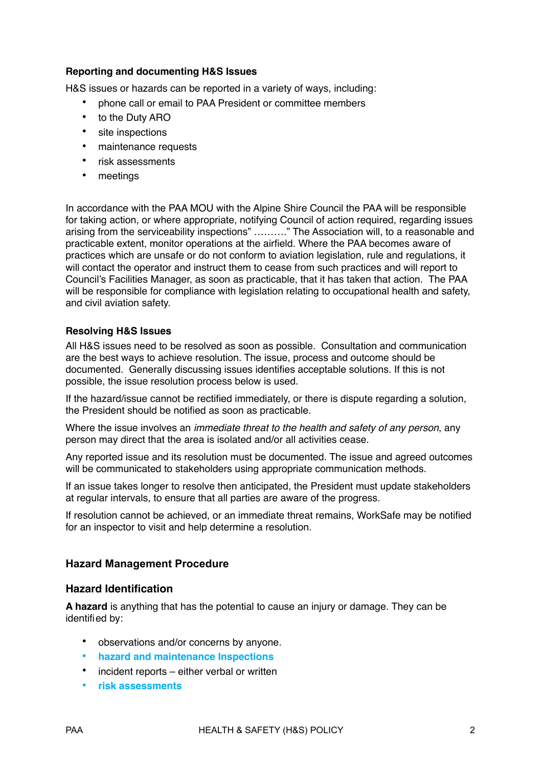**Reporting and documenting H&S Issues**

H&S issues or hazards can be reported in a variety of ways, including:

- phone call or email to PAA President or committee members
- to the Duty ARO
- site inspections
- maintenance requests
- risk assessments
- meetings

In accordance with the PAA MOU with the Alpine Shire Council the PAA will be responsible for taking action, or where appropriate, notifying Council of action required, regarding issues arising from the serviceability inspections" ………." The Association will, to a reasonable and practicable extent, monitor operations at the airfield. Where the PAA becomes aware of practices which are unsafe or do not conform to aviation legislation, rule and regulations, it will contact the operator and instruct them to cease from such practices and will report to Council's Facilities Manager, as soon as practicable, that it has taken that action. The PAA will be responsible for compliance with legislation relating to occupational health and safety, and civil aviation safety.

**Resolving H&S Issues**

All H&S issues need to be resolved as soon as possible. Consultation and communication are the best ways to achieve resolution. The issue, process and outcome should be documented. Generally discussing issues identifies acceptable solutions. If this is not possible, the issue resolution process below is used.

If the hazard/issue cannot be rectified immediately, or there is dispute regarding a solution, the President should be notified as soon as practicable.

Where the issue involves an *immediate threat to the health and safety of any person*, any person may direct that the area is isolated and/or all activities cease.

Any reported issue and its resolution must be documented. The issue and agreed outcomes will be communicated to stakeholders using appropriate communication methods.

If an issue takes longer to resolve then anticipated, the President must update stakeholders at regular intervals, to ensure that all parties are aware of the progress.

If resolution cannot be achieved, or an immediate threat remains, WorkSafe may be notified for an inspector to visit and help determine a resolution.

## Hazard Management Procedure

### Hazard Identification

**A hazard** is anything that has the potential to cause an injury or damage. They can be identified by:

- observations and/or concerns by anyone.
- **hazard and maintenance Inspections**
- incident reports – either verbal or written
- **risk assessments**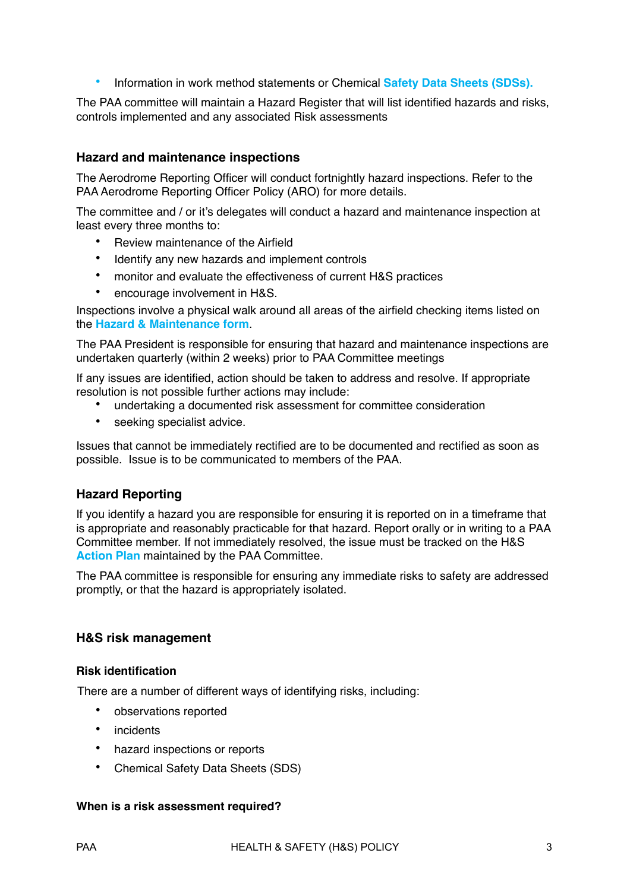- Information in work method statements or Chemical **Safety Data Sheets (SDSs).**

The PAA committee will maintain a Hazard Register that will list identified hazards and risks, controls implemented and any associated Risk assessments

### Hazard and maintenance inspections

The Aerodrome Reporting Officer will conduct fortnightly hazard inspections. Refer to the PAA Aerodrome Reporting Officer Policy (ARO) for more details.

The committee and / or it's delegates will conduct a hazard and maintenance inspection at least every three months to:

- Review maintenance of the Airfield
- Identify any new hazards and implement controls
- monitor and evaluate the effectiveness of current H&S practices
- encourage involvement in H&S.

Inspections involve a physical walk around all areas of the airfield checking items listed on the **Hazard & Maintenance form**.

The PAA President is responsible for ensuring that hazard and maintenance inspections are undertaken quarterly (within 2 weeks) prior to PAA Committee meetings

If any issues are identified, action should be taken to address and resolve. If appropriate resolution is not possible further actions may include:

- undertaking a documented risk assessment for committee consideration
- seeking specialist advice.

Issues that cannot be immediately rectified are to be documented and rectified as soon as possible. Issue is to be communicated to members of the PAA.

### Hazard Reporting

If you identify a hazard you are responsible for ensuring it is reported on in a timeframe that is appropriate and reasonably practicable for that hazard. Report orally or in writing to a PAA Committee member. If not immediately resolved, the issue must be tracked on the H&S **Action Plan** maintained by the PAA Committee.

The PAA committee is responsible for ensuring any immediate risks to safety are addressed promptly, or that the hazard is appropriately isolated.

### H&S risk management

#### Risk identification

There are a number of different ways of identifying risks, including:

- observations reported
- incidents
- hazard inspections or reports
- Chemical Safety Data Sheets (SDS)

#### When is a risk assessment required?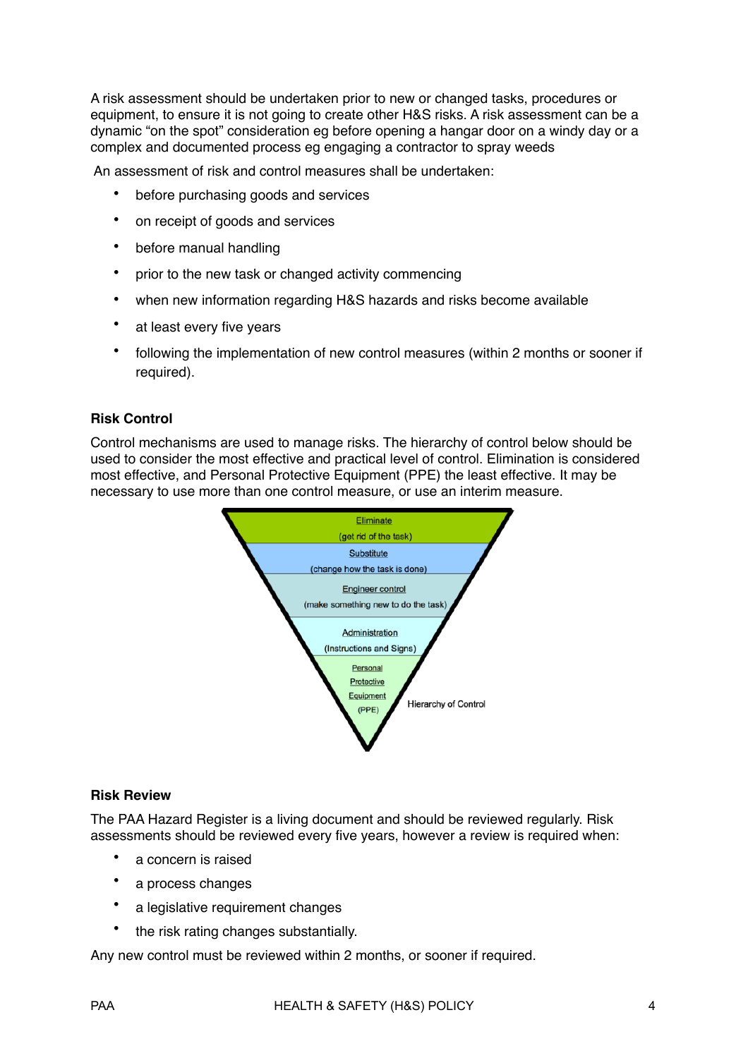A risk assessment should be undertaken prior to new or changed tasks, procedures or equipment, to ensure it is not going to create other H&S risks. A risk assessment can be a dynamic “on the spot” consideration eg before opening a hangar door on a windy day or a complex and documented process eg engaging a contractor to spray weeds

An assessment of risk and control measures shall be undertaken:

- before purchasing goods and services
- on receipt of goods and services
- before manual handling
- prior to the new task or changed activity commencing
- when new information regarding H&S hazards and risks become available
- at least every five years
- following the implementation of new control measures (within 2 months or sooner if required).

**Risk Control**

Control mechanisms are used to manage risks. The hierarchy of control below should be used to consider the most effective and practical level of control. Elimination is considered most effective, and Personal Protective Equipment (PPE) the least effective. It may be necessary to use more than one control measure, or use an interim measure.

Eliminate
(get rid of the task)

Substitute
(change how the task is done)

Engineer control
(make something new to do the task)

Administration
(Instructions and Signs)

Personal Protective Equipment (PPE)

Hierarchy of Control

**Risk Review**

The PAA Hazard Register is a living document and should be reviewed regularly. Risk assessments should be reviewed every five years, however a review is required when:

- a concern is raised
- a process changes
- a legislative requirement changes
- the risk rating changes substantially.

Any new control must be reviewed within 2 months, or sooner if required.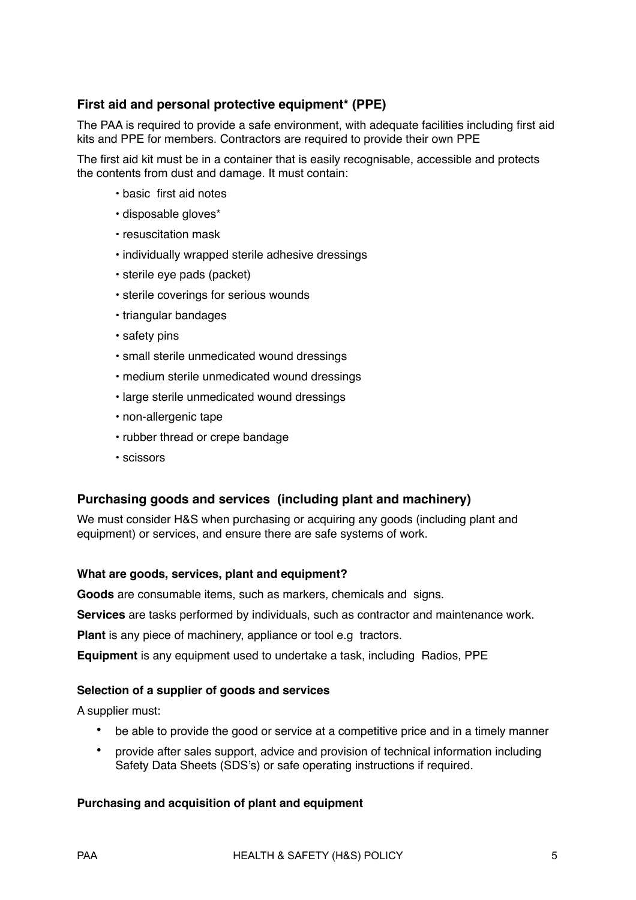## First aid and personal protective equipment* (PPE)

The PAA is required to provide a safe environment, with adequate facilities including first aid kits and PPE for members. Contractors are required to provide their own PPE

The first aid kit must be in a container that is easily recognisable, accessible and protects the contents from dust and damage. It must contain:

- basic first aid notes
- disposable gloves*
- resuscitation mask
- individually wrapped sterile adhesive dressings
- sterile eye pads (packet)
- sterile coverings for serious wounds
- triangular bandages
- safety pins
- small sterile unmedicated wound dressings
- medium sterile unmedicated wound dressings
- large sterile unmedicated wound dressings
- non-allergenic tape
- rubber thread or crepe bandage
- scissors

## Purchasing goods and services (including plant and machinery)

We must consider H&S when purchasing or acquiring any goods (including plant and equipment) or services, and ensure there are safe systems of work.

### What are goods, services, plant and equipment?

**Goods** are consumable items, such as markers, chemicals and signs.

**Services** are tasks performed by individuals, such as contractor and maintenance work.

**Plant** is any piece of machinery, appliance or tool e.g tractors.

**Equipment** is any equipment used to undertake a task, including Radios, PPE

### Selection of a supplier of goods and services

A supplier must:

- be able to provide the good or service at a competitive price and in a timely manner
- provide after sales support, advice and provision of technical information including Safety Data Sheets (SDS's) or safe operating instructions if required.

### Purchasing and acquisition of plant and equipment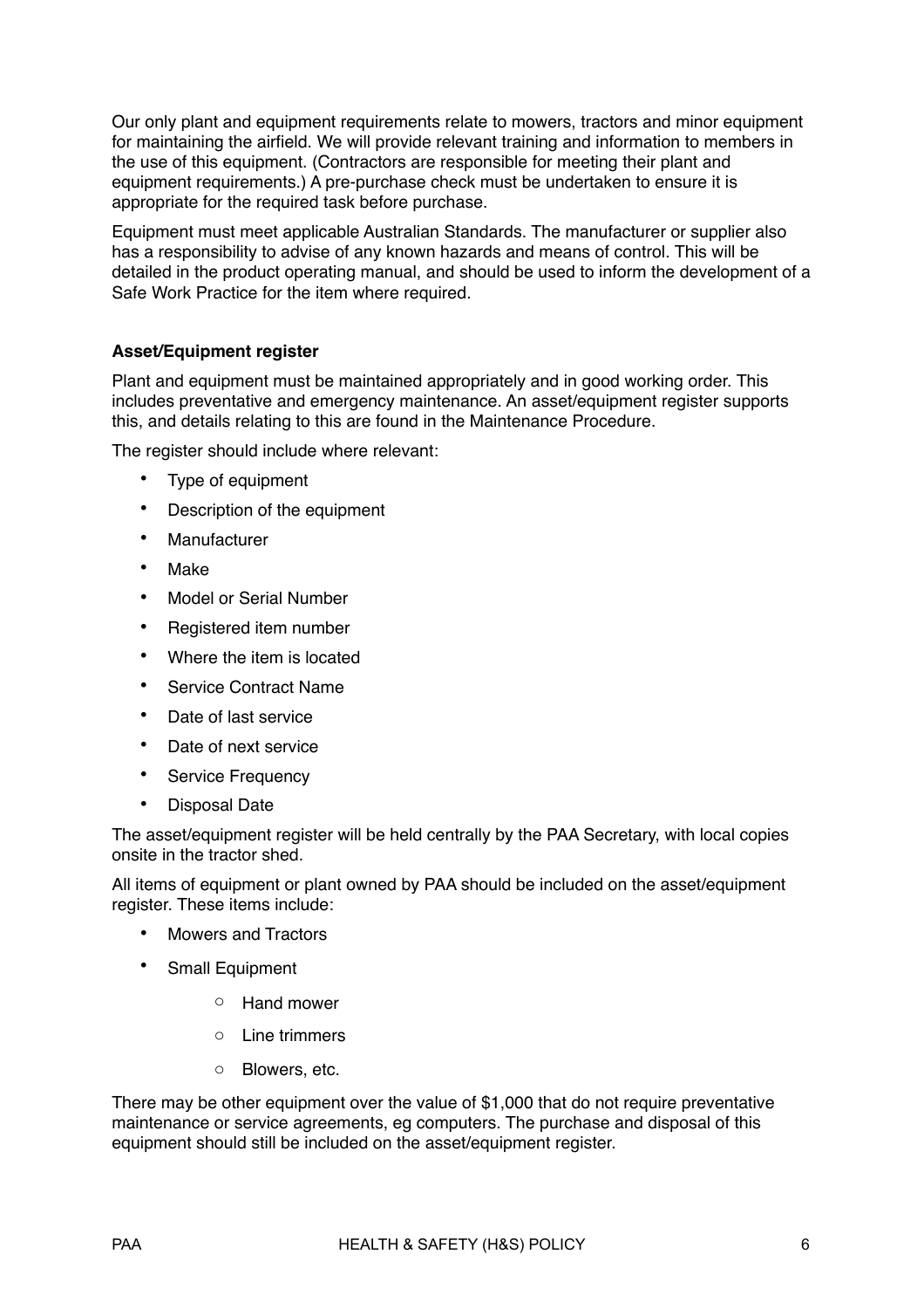Our only plant and equipment requirements relate to mowers, tractors and minor equipment for maintaining the airfield. We will provide relevant training and information to members in the use of this equipment. (Contractors are responsible for meeting their plant and equipment requirements.) A pre-purchase check must be undertaken to ensure it is appropriate for the required task before purchase.

Equipment must meet applicable Australian Standards. The manufacturer or supplier also has a responsibility to advise of any known hazards and means of control. This will be detailed in the product operating manual, and should be used to inform the development of a Safe Work Practice for the item where required.

**Asset/Equipment register**

Plant and equipment must be maintained appropriately and in good working order. This includes preventative and emergency maintenance. An asset/equipment register supports this, and details relating to this are found in the Maintenance Procedure.

The register should include where relevant:

- Type of equipment
- Description of the equipment
- Manufacturer
- Make
- Model or Serial Number
- Registered item number
- Where the item is located
- Service Contract Name
- Date of last service
- Date of next service
- Service Frequency
- Disposal Date

The asset/equipment register will be held centrally by the PAA Secretary, with local copies onsite in the tractor shed.

All items of equipment or plant owned by PAA should be included on the asset/equipment register. These items include:

- Mowers and Tractors
- Small Equipment
    - Hand mower
    - Line trimmers
    - Blowers, etc.

There may be other equipment over the value of $1,000 that do not require preventative maintenance or service agreements, eg computers. The purchase and disposal of this equipment should still be included on the asset/equipment register.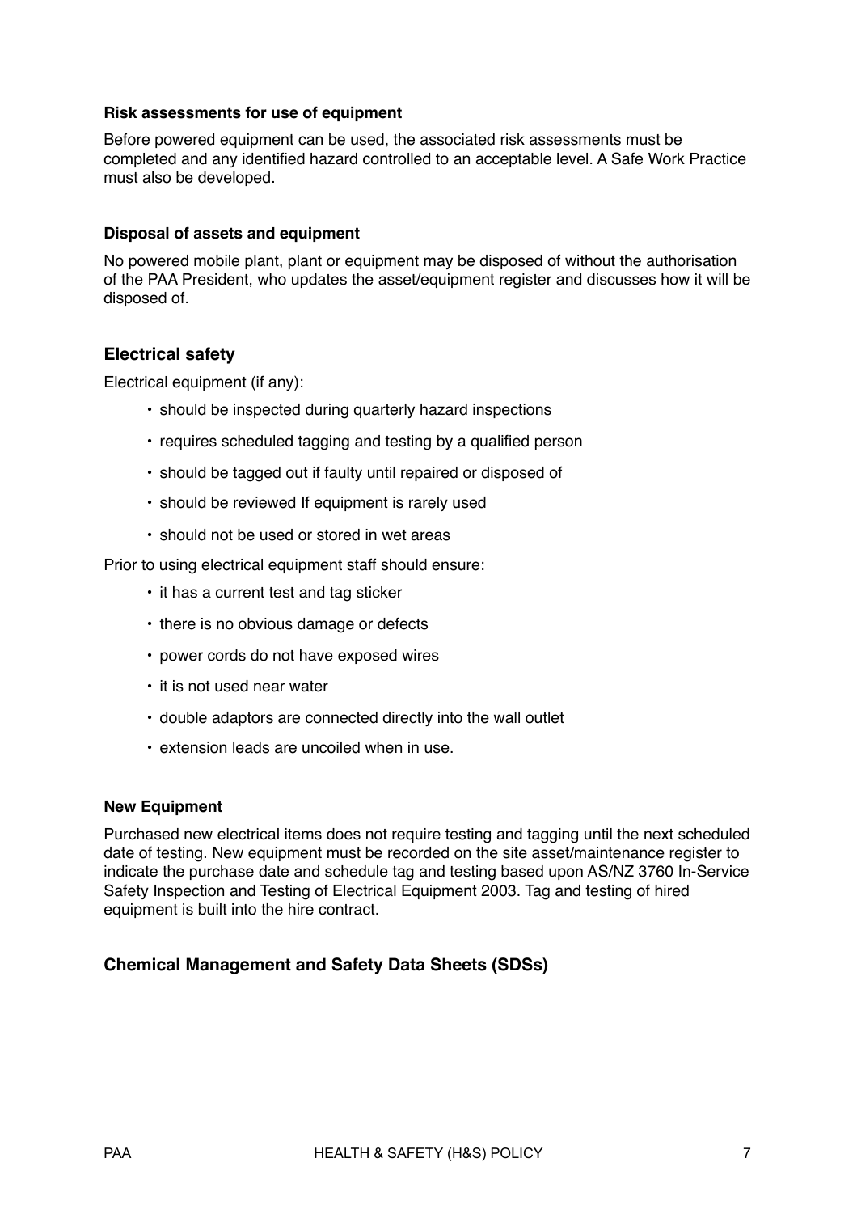#### Risk assessments for use of equipment

Before powered equipment can be used, the associated risk assessments must be completed and any identified hazard controlled to an acceptable level. A Safe Work Practice must also be developed.

#### Disposal of assets and equipment

No powered mobile plant, plant or equipment may be disposed of without the authorisation of the PAA President, who updates the asset/equipment register and discusses how it will be disposed of.

### Electrical safety

Electrical equipment (if any):

- should be inspected during quarterly hazard inspections
- requires scheduled tagging and testing by a qualified person
- should be tagged out if faulty until repaired or disposed of
- should be reviewed If equipment is rarely used
- should not be used or stored in wet areas

Prior to using electrical equipment staff should ensure:

- it has a current test and tag sticker
- there is no obvious damage or defects
- power cords do not have exposed wires
- it is not used near water
- double adaptors are connected directly into the wall outlet
- extension leads are uncoiled when in use.

#### New Equipment

Purchased new electrical items does not require testing and tagging until the next scheduled date of testing. New equipment must be recorded on the site asset/maintenance register to indicate the purchase date and schedule tag and testing based upon AS/NZ 3760 In-Service Safety Inspection and Testing of Electrical Equipment 2003. Tag and testing of hired equipment is built into the hire contract.

### Chemical Management and Safety Data Sheets (SDSs)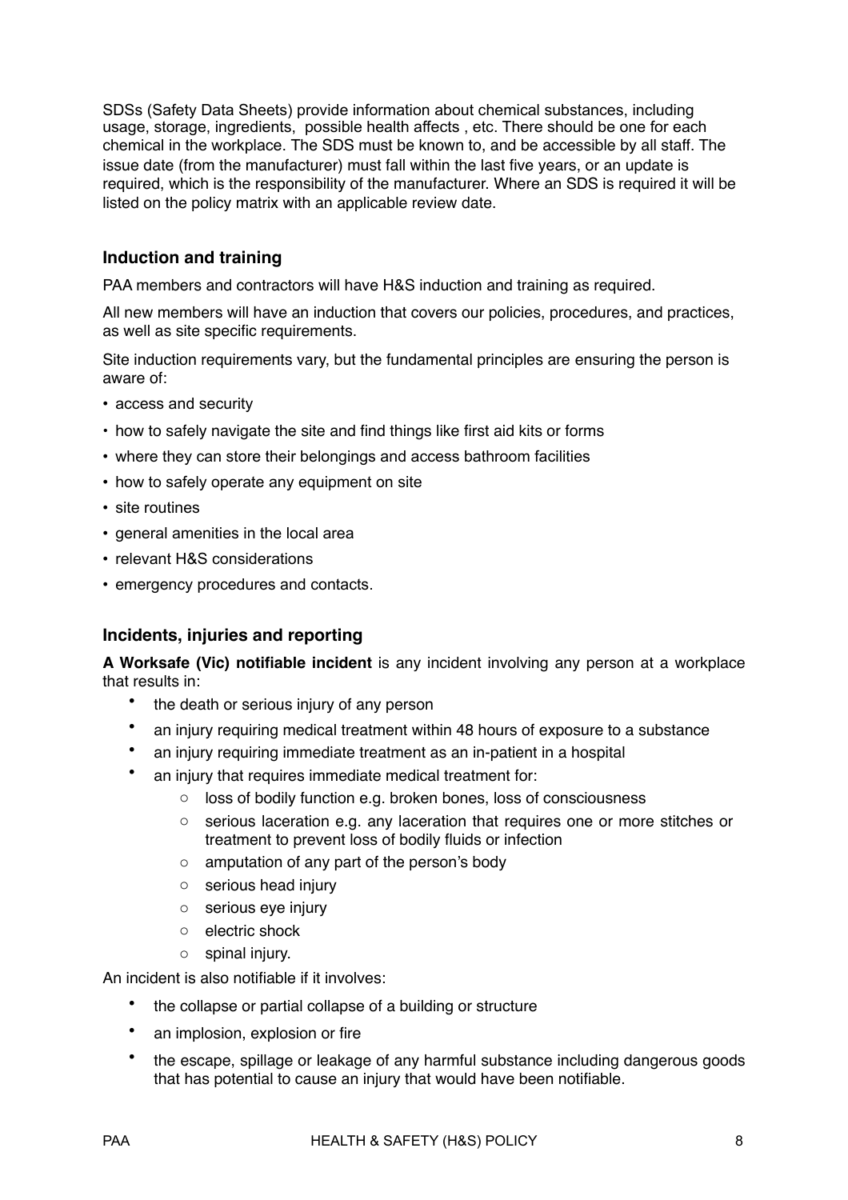SDSs (Safety Data Sheets) provide information about chemical substances, including usage, storage, ingredients,  possible health affects , etc. There should be one for each chemical in the workplace. The SDS must be known to, and be accessible by all staff. The issue date (from the manufacturer) must fall within the last five years, or an update is required, which is the responsibility of the manufacturer. Where an SDS is required it will be listed on the policy matrix with an applicable review date.

### Induction and training

PAA members and contractors will have H&S induction and training as required.

All new members will have an induction that covers our policies, procedures, and practices, as well as site specific requirements.

Site induction requirements vary, but the fundamental principles are ensuring the person is aware of:

- access and security
- how to safely navigate the site and find things like first aid kits or forms
- where they can store their belongings and access bathroom facilities
- how to safely operate any equipment on site
- site routines
- general amenities in the local area
- relevant H&S considerations
- emergency procedures and contacts.

### Incidents, injuries and reporting

**A Worksafe (Vic) notifiable incident** is any incident involving any person at a workplace that results in:

- the death or serious injury of any person
- an injury requiring medical treatment within 48 hours of exposure to a substance
- an injury requiring immediate treatment as an in-patient in a hospital
- an injury that requires immediate medical treatment for:
  - loss of bodily function e.g. broken bones, loss of consciousness
  - serious laceration e.g. any laceration that requires one or more stitches or treatment to prevent loss of bodily fluids or infection
  - amputation of any part of the person's body
  - serious head injury
  - serious eye injury
  - electric shock
  - spinal injury.

An incident is also notifiable if it involves:

- the collapse or partial collapse of a building or structure
- an implosion, explosion or fire
- the escape, spillage or leakage of any harmful substance including dangerous goods that has potential to cause an injury that would have been notifiable.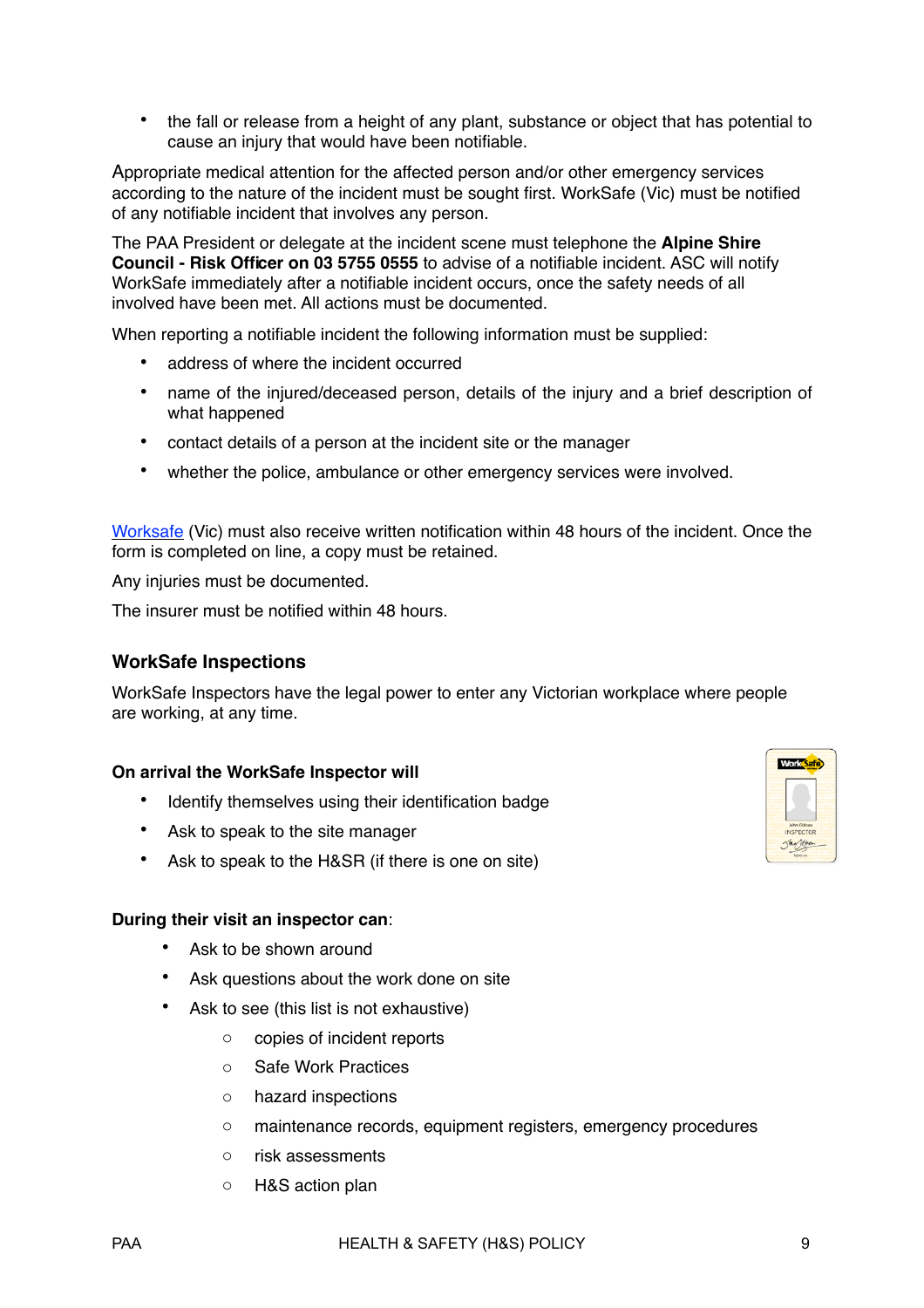- the fall or release from a height of any plant, substance or object that has potential to cause an injury that would have been notifiable.

Appropriate medical attention for the affected person and/or other emergency services according to the nature of the incident must be sought first. WorkSafe (Vic) must be notified of any notifiable incident that involves any person.

The PAA President or delegate at the incident scene must telephone the **Alpine Shire Council - Risk Officer on 03 5755 0555** to advise of a notifiable incident. ASC will notify WorkSafe immediately after a notifiable incident occurs, once the safety needs of all involved have been met. All actions must be documented.

When reporting a notifiable incident the following information must be supplied:

- address of where the incident occurred
- name of the injured/deceased person, details of the injury and a brief description of what happened
- contact details of a person at the incident site or the manager
- whether the police, ambulance or other emergency services were involved.

Worksafe (Vic) must also receive written notification within 48 hours of the incident. Once the form is completed on line, a copy must be retained.

Any injuries must be documented.

The insurer must be notified within 48 hours.

### WorkSafe Inspections

WorkSafe Inspectors have the legal power to enter any Victorian workplace where people are working, at any time.

**On arrival the WorkSafe Inspector will**

- Identify themselves using their identification badge
- Ask to speak to the site manager
- Ask to speak to the H&SR (if there is one on site)

**During their visit an inspector can**:

- Ask to be shown around
- Ask questions about the work done on site
- Ask to see (this list is not exhaustive)
  - copies of incident reports
  - Safe Work Practices
  - hazard inspections
  - maintenance records, equipment registers, emergency procedures
  - risk assessments
  - H&S action plan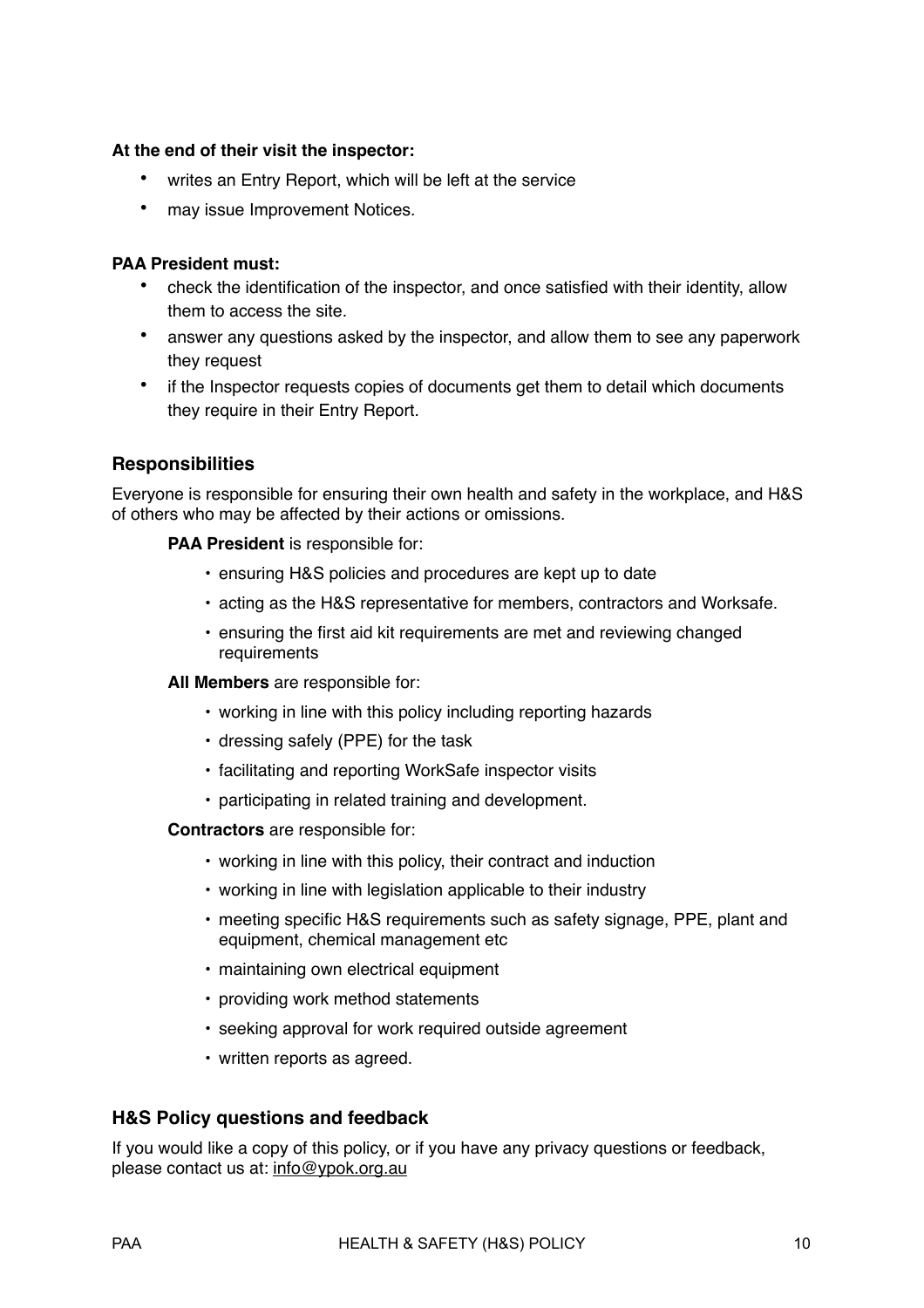**At the end of their visit the inspector:**

- writes an Entry Report, which will be left at the service
- may issue Improvement Notices.

**PAA President must:**

- check the identification of the inspector, and once satisfied with their identity, allow them to access the site.
- answer any questions asked by the inspector, and allow them to see any paperwork they request
- if the Inspector requests copies of documents get them to detail which documents they require in their Entry Report.

## Responsibilities

Everyone is responsible for ensuring their own health and safety in the workplace, and H&S of others who may be affected by their actions or omissions.

**PAA President** is responsible for:

- ensuring H&S policies and procedures are kept up to date
- acting as the H&S representative for members, contractors and Worksafe.
- ensuring the first aid kit requirements are met and reviewing changed requirements

**All Members** are responsible for:

- working in line with this policy including reporting hazards
- dressing safely (PPE) for the task
- facilitating and reporting WorkSafe inspector visits
- participating in related training and development.

**Contractors** are responsible for:

- working in line with this policy, their contract and induction
- working in line with legislation applicable to their industry
- meeting specific H&S requirements such as safety signage, PPE, plant and equipment, chemical management etc
- maintaining own electrical equipment
- providing work method statements
- seeking approval for work required outside agreement
- written reports as agreed.

## H&S Policy questions and feedback

If you would like a copy of this policy, or if you have any privacy questions or feedback, please contact us at: info@ypok.org.au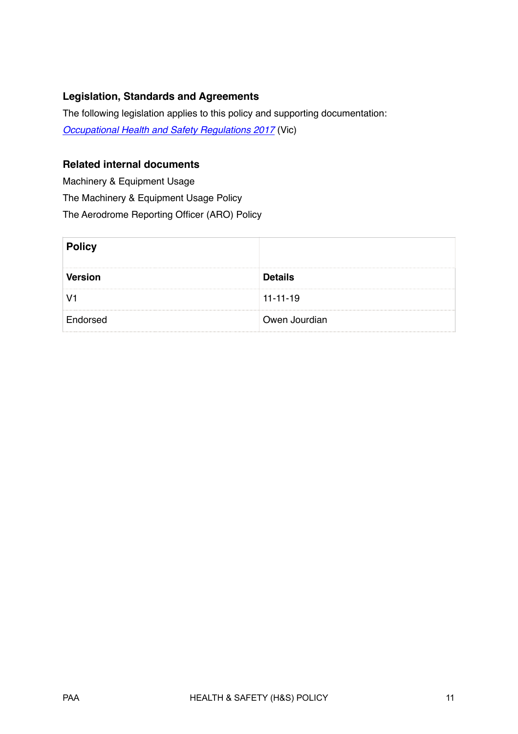### Legislation, Standards and Agreements

The following legislation applies to this policy and supporting documentation:

*Occupational Health and Safety Regulations 2017* (Vic)

### Related internal documents

Machinery & Equipment Usage

The Machinery & Equipment Usage Policy

The Aerodrome Reporting Officer (ARO) Policy

| **Policy** | |
|---|---|
| **Version** | **Details** |
| V1 | 11-11-19 |
| Endorsed | Owen Jourdian |